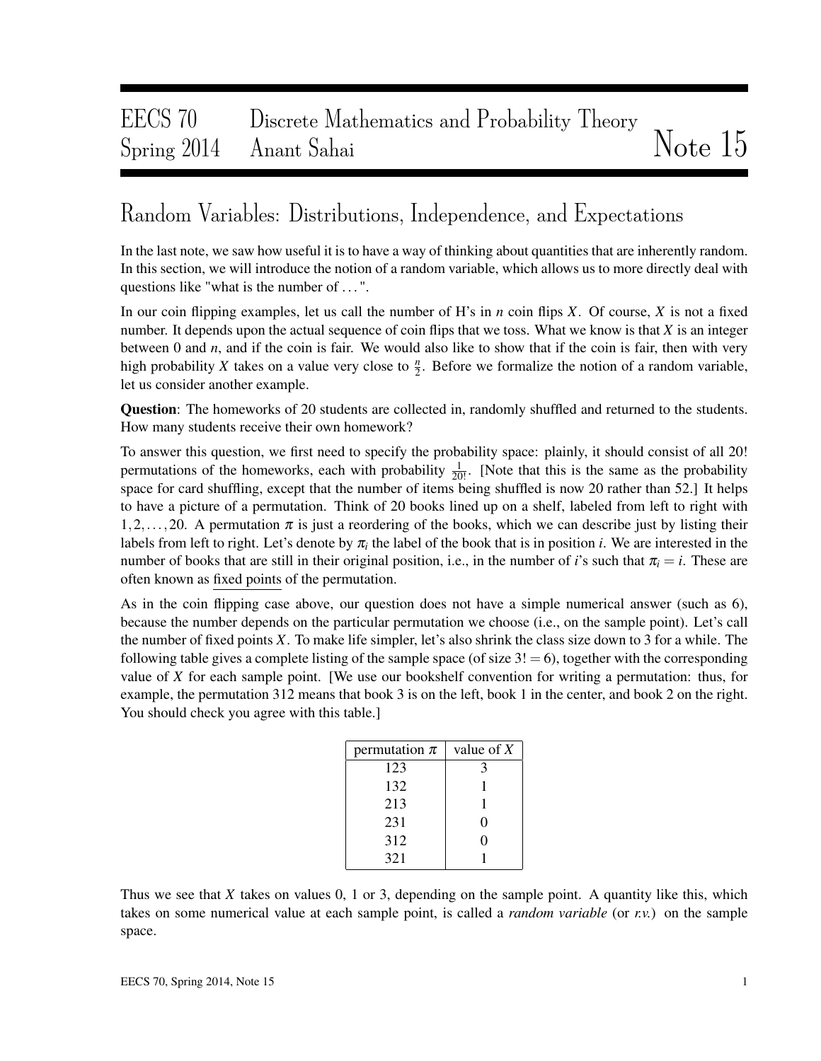EECS 70 Discrete Mathematics and Probability Theory
Spring 2014 Anant Sahai

# Note 15

## Random Variables: Distributions, Independence, and Expectations

In the last note, we saw how useful it is to have a way of thinking about quantities that are inherently random. In this section, we will introduce the notion of a random variable, which allows us to more directly deal with questions like "what is the number of ...".

In our coin flipping examples, let us call the number of H's in $n$ coin flips $X$. Of course, $X$ is not a fixed number. It depends upon the actual sequence of coin flips that we toss. What we know is that $X$ is an integer between 0 and $n$, and if the coin is fair. We would also like to show that if the coin is fair, then with very high probability $X$ takes on a value very close to $\frac{n}{2}$. Before we formalize the notion of a random variable, let us consider another example.

**Question**: The homeworks of 20 students are collected in, randomly shuffled and returned to the students. How many students receive their own homework?

To answer this question, we first need to specify the probability space: plainly, it should consist of all 20! permutations of the homeworks, each with probability $\frac{1}{20!}$. [Note that this is the same as the probability space for card shuffling, except that the number of items being shuffled is now 20 rather than 52.] It helps to have a picture of a permutation. Think of 20 books lined up on a shelf, labeled from left to right with $1, 2, \ldots, 20$. A permutation $\pi$ is just a reordering of the books, which we can describe just by listing their labels from left to right. Let's denote by $\pi_i$ the label of the book that is in position $i$. We are interested in the number of books that are still in their original position, i.e., in the number of $i$'s such that $\pi_i = i$. These are often known as fixed points of the permutation.

As in the coin flipping case above, our question does not have a simple numerical answer (such as 6), because the number depends on the particular permutation we choose (i.e., on the sample point). Let's call the number of fixed points $X$. To make life simpler, let's also shrink the class size down to 3 for a while. The following table gives a complete listing of the sample space (of size $3! = 6$), together with the corresponding value of $X$ for each sample point. [We use our bookshelf convention for writing a permutation: thus, for example, the permutation 312 means that book 3 is on the left, book 1 in the center, and book 2 on the right. You should check you agree with this table.]

| permutation $\pi$ | value of $X$ |
|---|---|
| 123 | 3 |
| 132 | 1 |
| 213 | 1 |
| 231 | 0 |
| 312 | 0 |
| 321 | 1 |

Thus we see that $X$ takes on values 0, 1 or 3, depending on the sample point. A quantity like this, which takes on some numerical value at each sample point, is called a *random variable* (or *r.v.*) on the sample space.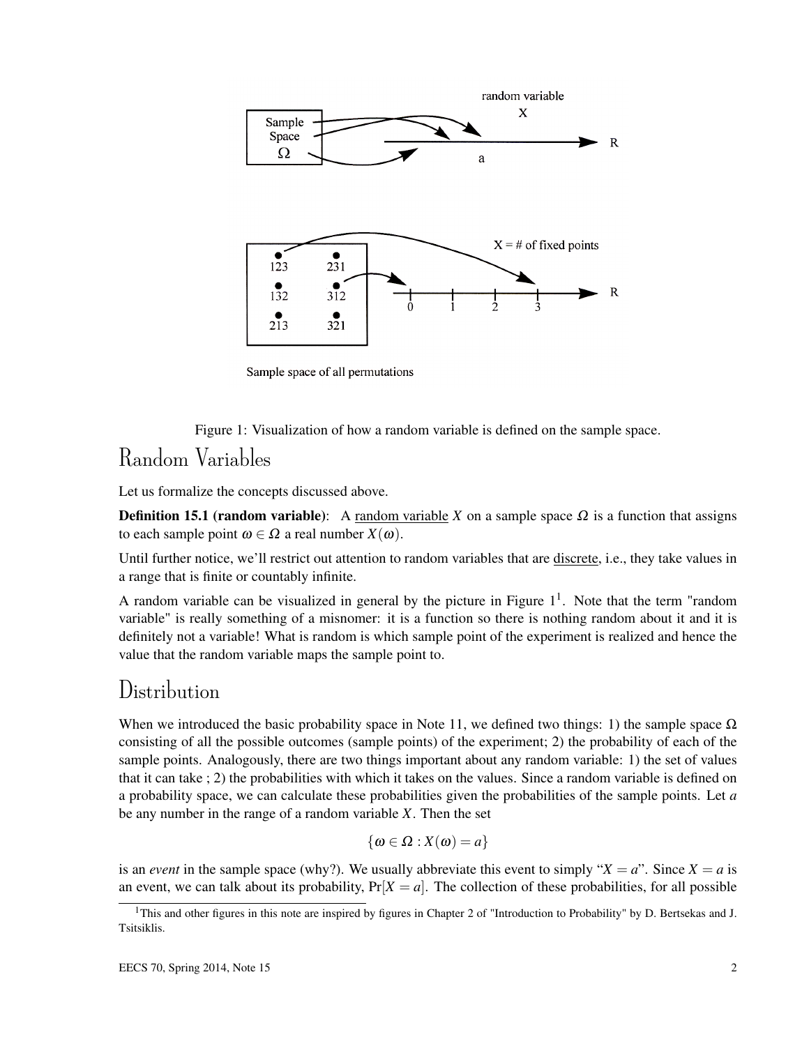Figure 1: Visualization of how a random variable is defined on the sample space.

## Random Variables

Let us formalize the concepts discussed above.

**Definition 15.1 (random variable)**: A random variable $X$ on a sample space $\Omega$ is a function that assigns to each sample point $\omega \in \Omega$ a real number $X(\omega)$.

Until further notice, we'll restrict out attention to random variables that are discrete, i.e., they take values in a range that is finite or countably infinite.

A random variable can be visualized in general by the picture in Figure 1[1]. Note that the term "random variable" is really something of a misnomer: it is a function so there is nothing random about it and it is definitely not a variable! What is random is which sample point of the experiment is realized and hence the value that the random variable maps the sample point to.

## Distribution

When we introduced the basic probability space in Note 11, we defined two things: 1) the sample space $\Omega$ consisting of all the possible outcomes (sample points) of the experiment; 2) the probability of each of the sample points. Analogously, there are two things important about any random variable: 1) the set of values that it can take ; 2) the probabilities with which it takes on the values. Since a random variable is defined on a probability space, we can calculate these probabilities given the probabilities of the sample points. Let $a$ be any number in the range of a random variable $X$. Then the set

$$\{\omega \in \Omega : X(\omega) = a\}$$

is an *event* in the sample space (why?). We usually abbreviate this event to simply "$X = a$". Since $X = a$ is an event, we can talk about its probability, $\Pr[X = a]$. The collection of these probabilities, for all possible

[1] This and other figures in this note are inspired by figures in Chapter 2 of "Introduction to Probability" by D. Bertsekas and J. Tsitsiklis.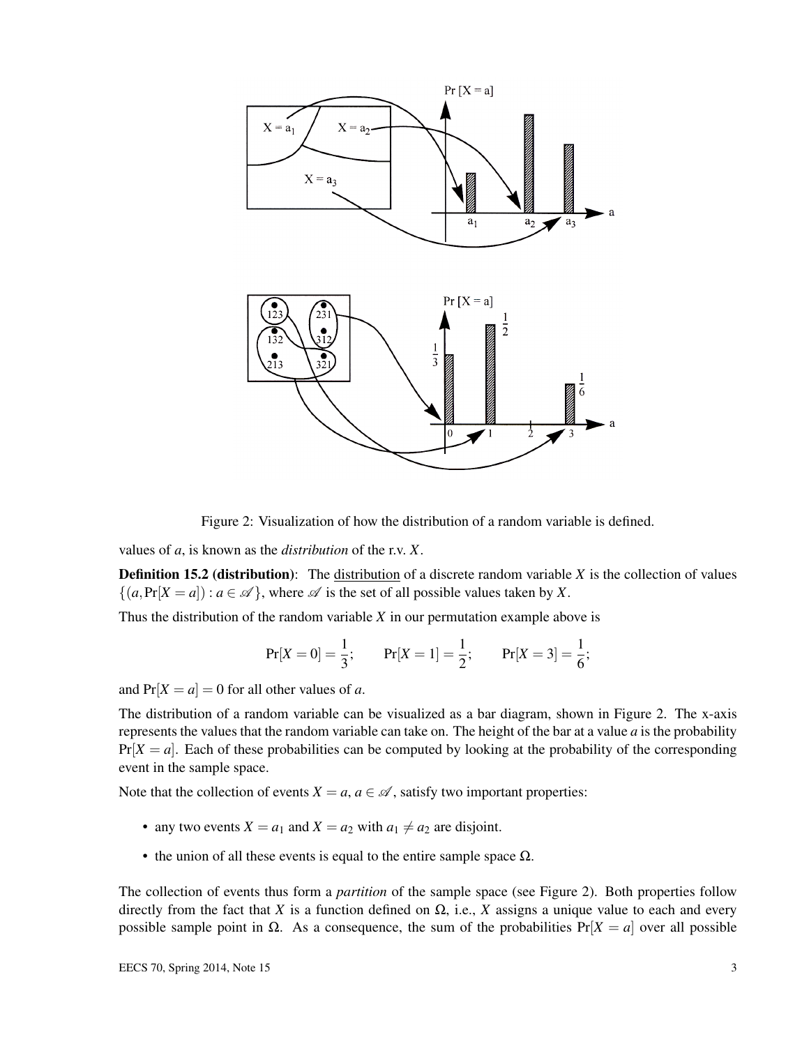Figure 2: Visualization of how the distribution of a random variable is defined.

values of $a$, is known as the *distribution* of the r.v. $X$.

**Definition 15.2 (distribution)**: The distribution of a discrete random variable $X$ is the collection of values $\{(a, \Pr[X = a]) : a \in \mathscr{A}\}$, where $\mathscr{A}$ is the set of all possible values taken by $X$.

Thus the distribution of the random variable $X$ in our permutation example above is

$$\Pr[X = 0] = \frac{1}{3}; \qquad \Pr[X = 1] = \frac{1}{2}; \qquad \Pr[X = 3] = \frac{1}{6};$$

and $\Pr[X = a] = 0$ for all other values of $a$.

The distribution of a random variable can be visualized as a bar diagram, shown in Figure 2. The x-axis represents the values that the random variable can take on. The height of the bar at a value $a$ is the probability $\Pr[X = a]$. Each of these probabilities can be computed by looking at the probability of the corresponding event in the sample space.

Note that the collection of events $X = a$, $a \in \mathscr{A}$, satisfy two important properties:

- any two events $X = a_1$ and $X = a_2$ with $a_1 \neq a_2$ are disjoint.
- the union of all these events is equal to the entire sample space $\Omega$.

The collection of events thus form a *partition* of the sample space (see Figure 2). Both properties follow directly from the fact that $X$ is a function defined on $\Omega$, i.e., $X$ assigns a unique value to each and every possible sample point in $\Omega$. As a consequence, the sum of the probabilities $\Pr[X = a]$ over all possible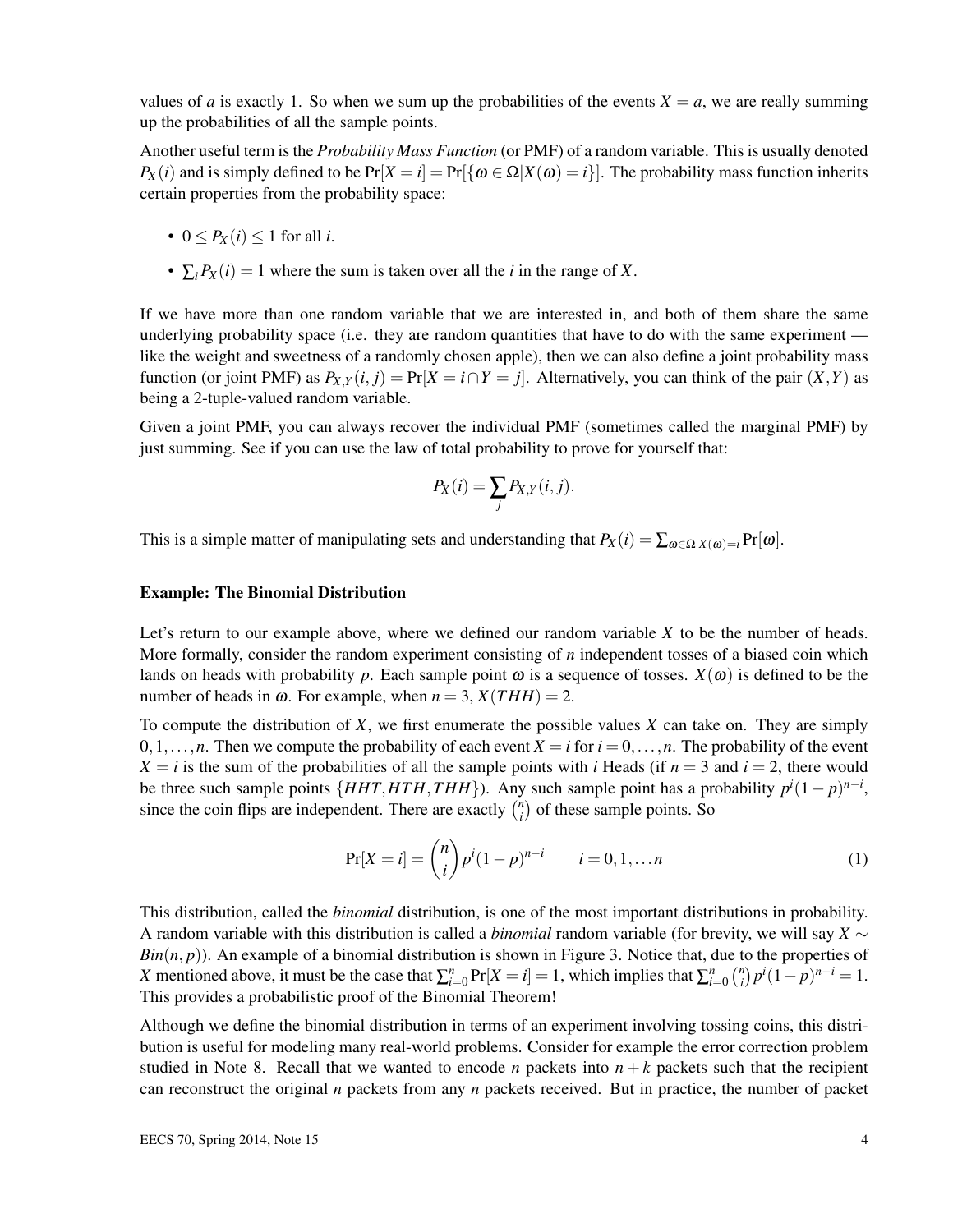values of $a$ is exactly 1. So when we sum up the probabilities of the events $X = a$, we are really summing up the probabilities of all the sample points.

Another useful term is the *Probability Mass Function* (or PMF) of a random variable. This is usually denoted $P_X(i)$ and is simply defined to be $\Pr[X = i] = \Pr[\{\omega \in \Omega | X(\omega) = i\}]$. The probability mass function inherits certain properties from the probability space:

- $0 \leq P_X(i) \leq 1$ for all $i$.
- $\sum_i P_X(i) = 1$ where the sum is taken over all the $i$ in the range of $X$.

If we have more than one random variable that we are interested in, and both of them share the same underlying probability space (i.e. they are random quantities that have to do with the same experiment — like the weight and sweetness of a randomly chosen apple), then we can also define a joint probability mass function (or joint PMF) as $P_{X,Y}(i,j) = \Pr[X = i \cap Y = j]$. Alternatively, you can think of the pair $(X,Y)$ as being a 2-tuple-valued random variable.

Given a joint PMF, you can always recover the individual PMF (sometimes called the marginal PMF) by just summing. See if you can use the law of total probability to prove for yourself that:

$$P_X(i) = \sum_j P_{X,Y}(i,j).$$

This is a simple matter of manipulating sets and understanding that $P_X(i) = \sum_{\omega \in \Omega | X(\omega) = i} \Pr[\omega]$.

### Example: The Binomial Distribution

Let's return to our example above, where we defined our random variable $X$ to be the number of heads. More formally, consider the random experiment consisting of $n$ independent tosses of a biased coin which lands on heads with probability $p$. Each sample point $\omega$ is a sequence of tosses. $X(\omega)$ is defined to be the number of heads in $\omega$. For example, when $n = 3$, $X(THH) = 2$.

To compute the distribution of $X$, we first enumerate the possible values $X$ can take on. They are simply $0, 1, \ldots, n$. Then we compute the probability of each event $X = i$ for $i = 0, \ldots, n$. The probability of the event $X = i$ is the sum of the probabilities of all the sample points with $i$ Heads (if $n = 3$ and $i = 2$, there would be three such sample points $\{HHT, HTH, THH\}$). Any such sample point has a probability $p^i(1-p)^{n-i}$, since the coin flips are independent. There are exactly $\binom{n}{i}$ of these sample points. So

$$\Pr[X = i] = \binom{n}{i} p^i (1-p)^{n-i} \qquad i = 0, 1, \ldots n \tag{1}$$

This distribution, called the *binomial* distribution, is one of the most important distributions in probability. A random variable with this distribution is called a *binomial* random variable (for brevity, we will say $X \sim Bin(n, p)$). An example of a binomial distribution is shown in Figure 3. Notice that, due to the properties of $X$ mentioned above, it must be the case that $\sum_{i=0}^{n} \Pr[X = i] = 1$, which implies that $\sum_{i=0}^{n} \binom{n}{i} p^i (1-p)^{n-i} = 1$. This provides a probabilistic proof of the Binomial Theorem!

Although we define the binomial distribution in terms of an experiment involving tossing coins, this distribution is useful for modeling many real-world problems. Consider for example the error correction problem studied in Note 8. Recall that we wanted to encode $n$ packets into $n + k$ packets such that the recipient can reconstruct the original $n$ packets from any $n$ packets received. But in practice, the number of packet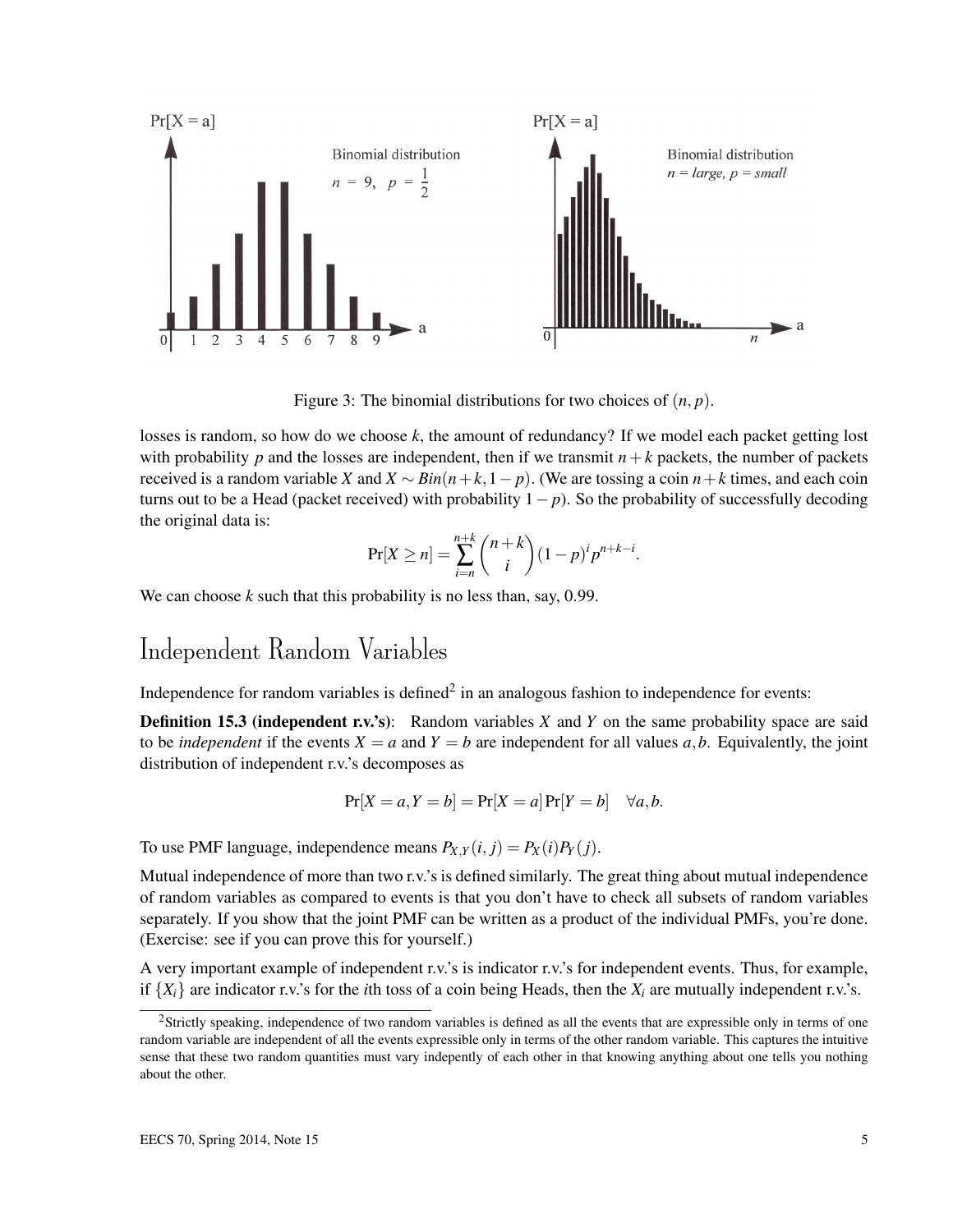Figure 3: The binomial distributions for two choices of $(n, p)$.

losses is random, so how do we choose $k$, the amount of redundancy? If we model each packet getting lost with probability $p$ and the losses are independent, then if we transmit $n+k$ packets, the number of packets received is a random variable $X$ and $X \sim Bin(n+k, 1-p)$. (We are tossing a coin $n+k$ times, and each coin turns out to be a Head (packet received) with probability $1-p$). So the probability of successfully decoding the original data is:

$$\Pr[X \geq n] = \sum_{i=n}^{n+k} \binom{n+k}{i} (1-p)^i p^{n+k-i}.$$

We can choose $k$ such that this probability is no less than, say, 0.99.

# Independent Random Variables

Independence for random variables is defined[2] in an analogous fashion to independence for events:

**Definition 15.3 (independent r.v.'s)**: Random variables $X$ and $Y$ on the same probability space are said to be *independent* if the events $X = a$ and $Y = b$ are independent for all values $a, b$. Equivalently, the joint distribution of independent r.v.'s decomposes as

$$\Pr[X = a, Y = b] = \Pr[X = a] \Pr[Y = b] \quad \forall a, b.$$

To use PMF language, independence means $P_{X,Y}(i, j) = P_X(i) P_Y(j)$.

Mutual independence of more than two r.v.'s is defined similarly. The great thing about mutual independence of random variables as compared to events is that you don't have to check all subsets of random variables separately. If you show that the joint PMF can be written as a product of the individual PMFs, you're done. (Exercise: see if you can prove this for yourself.)

A very important example of independent r.v.'s is indicator r.v.'s for independent events. Thus, for example, if $\{X_i\}$ are indicator r.v.'s for the $i$th toss of a coin being Heads, then the $X_i$ are mutually independent r.v.'s.

[2] Strictly speaking, independence of two random variables is defined as all the events that are expressible only in terms of one random variable are independent of all the events expressible only in terms of the other random variable. This captures the intuitive sense that these two random quantities must vary indepently of each other in that knowing anything about one tells you nothing about the other.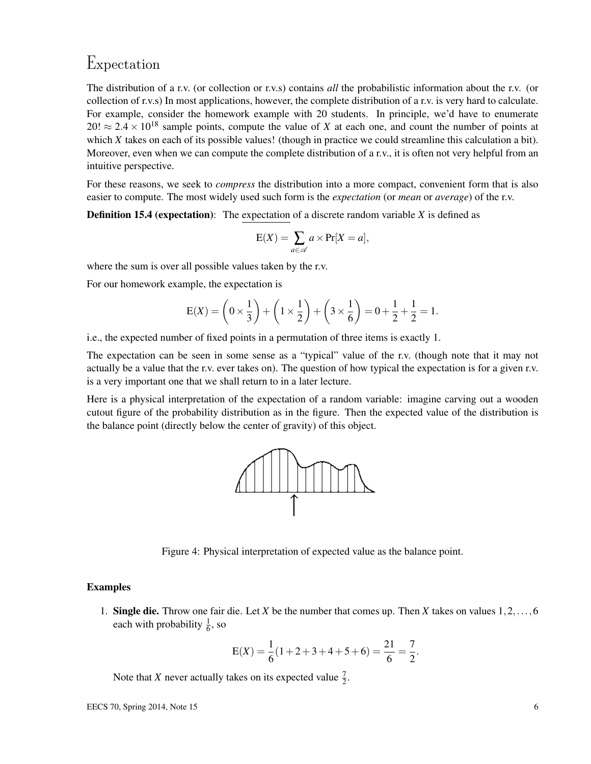# Expectation

The distribution of a r.v. (or collection or r.v.s) contains *all* the probabilistic information about the r.v. (or collection of r.v.s) In most applications, however, the complete distribution of a r.v. is very hard to calculate. For example, consider the homework example with 20 students. In principle, we'd have to enumerate $20! \approx 2.4 \times 10^{18}$ sample points, compute the value of $X$ at each one, and count the number of points at which $X$ takes on each of its possible values! (though in practice we could streamline this calculation a bit). Moreover, even when we can compute the complete distribution of a r.v., it is often not very helpful from an intuitive perspective.

For these reasons, we seek to *compress* the distribution into a more compact, convenient form that is also easier to compute. The most widely used such form is the *expectation* (or *mean* or *average*) of the r.v.

**Definition 15.4 (expectation)**: The expectation of a discrete random variable $X$ is defined as

$$\mathrm{E}(X) = \sum_{a \in \mathscr{A}} a \times \Pr[X = a],$$

where the sum is over all possible values taken by the r.v.

For our homework example, the expectation is

$$\mathrm{E}(X) = \left(0 \times \frac{1}{3}\right) + \left(1 \times \frac{1}{2}\right) + \left(3 \times \frac{1}{6}\right) = 0 + \frac{1}{2} + \frac{1}{2} = 1.$$

i.e., the expected number of fixed points in a permutation of three items is exactly 1.

The expectation can be seen in some sense as a "typical" value of the r.v. (though note that it may not actually be a value that the r.v. ever takes on). The question of how typical the expectation is for a given r.v. is a very important one that we shall return to in a later lecture.

Here is a physical interpretation of the expectation of a random variable: imagine carving out a wooden cutout figure of the probability distribution as in the figure. Then the expected value of the distribution is the balance point (directly below the center of gravity) of this object.

Figure 4: Physical interpretation of expected value as the balance point.

### Examples

1. **Single die.** Throw one fair die. Let $X$ be the number that comes up. Then $X$ takes on values $1, 2, \ldots, 6$ each with probability $\frac{1}{6}$, so

$$\mathrm{E}(X) = \frac{1}{6}(1 + 2 + 3 + 4 + 5 + 6) = \frac{21}{6} = \frac{7}{2}.$$

   Note that $X$ never actually takes on its expected value $\frac{7}{2}$.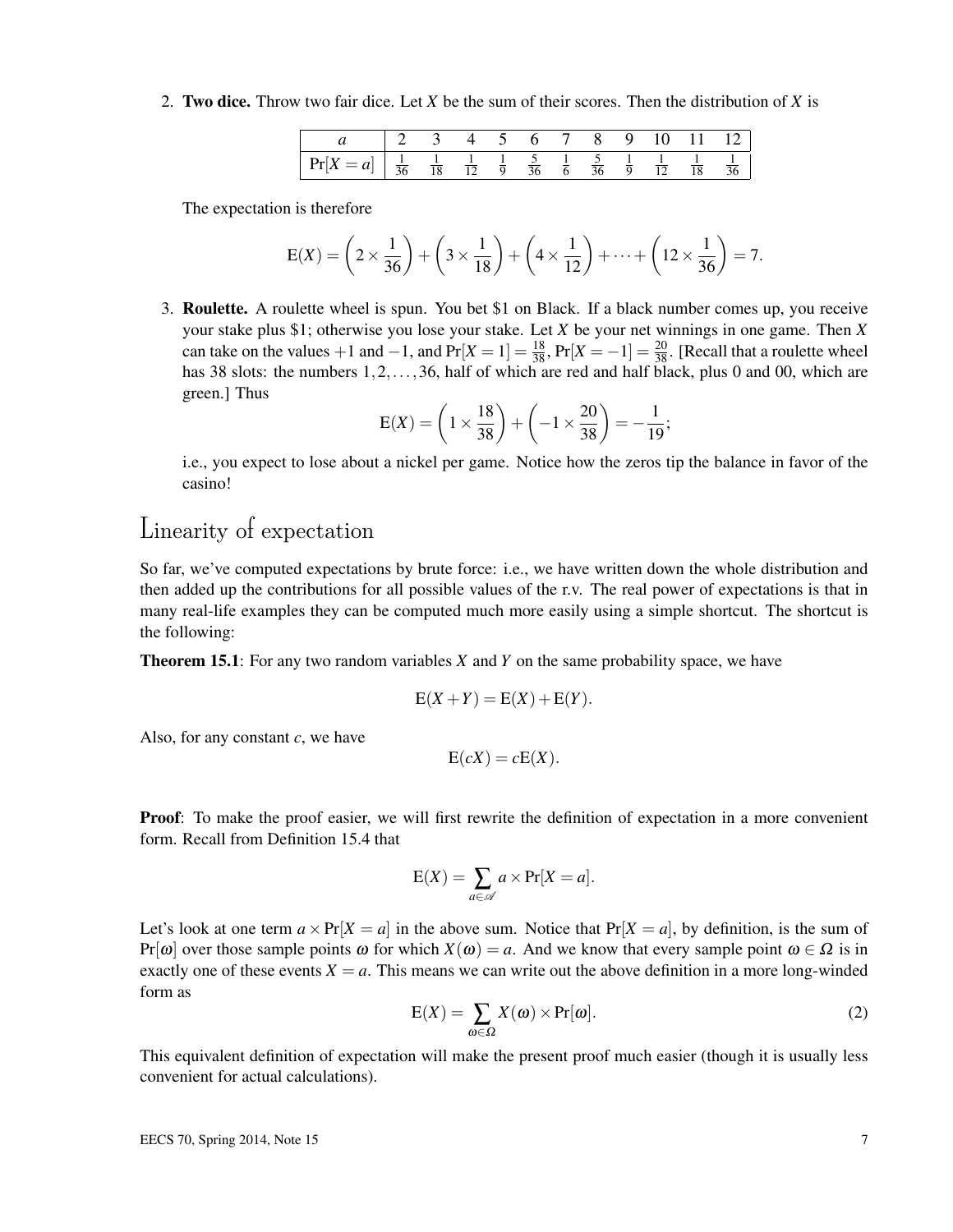2. **Two dice.** Throw two fair dice. Let $X$ be the sum of their scores. Then the distribution of $X$ is

| $a$ | 2 | 3 | 4 | 5 | 6 | 7 | 8 | 9 | 10 | 11 | 12 |
|---|---|---|---|---|---|---|---|---|---|---|---|
| $\Pr[X=a]$ | $\frac{1}{36}$ | $\frac{1}{18}$ | $\frac{1}{12}$ | $\frac{1}{9}$ | $\frac{5}{36}$ | $\frac{1}{6}$ | $\frac{5}{36}$ | $\frac{1}{9}$ | $\frac{1}{12}$ | $\frac{1}{18}$ | $\frac{1}{36}$ |

   The expectation is therefore

$$\mathrm{E}(X) = \left(2 \times \frac{1}{36}\right) + \left(3 \times \frac{1}{18}\right) + \left(4 \times \frac{1}{12}\right) + \cdots + \left(12 \times \frac{1}{36}\right) = 7.$$

3. **Roulette.** A roulette wheel is spun. You bet \$1 on Black. If a black number comes up, you receive your stake plus \$1; otherwise you lose your stake. Let $X$ be your net winnings in one game. Then $X$ can take on the values $+1$ and $-1$, and $\Pr[X=1] = \frac{18}{38}$, $\Pr[X=-1] = \frac{20}{38}$. [Recall that a roulette wheel has 38 slots: the numbers $1, 2, \ldots, 36$, half of which are red and half black, plus 0 and 00, which are green.] Thus

$$\mathrm{E}(X) = \left(1 \times \frac{18}{38}\right) + \left(-1 \times \frac{20}{38}\right) = -\frac{1}{19};$$

   i.e., you expect to lose about a nickel per game. Notice how the zeros tip the balance in favor of the casino!

# Linearity of expectation

So far, we've computed expectations by brute force: i.e., we have written down the whole distribution and then added up the contributions for all possible values of the r.v. The real power of expectations is that in many real-life examples they can be computed much more easily using a simple shortcut. The shortcut is the following:

**Theorem 15.1**: For any two random variables $X$ and $Y$ on the same probability space, we have

$$\mathrm{E}(X+Y) = \mathrm{E}(X) + \mathrm{E}(Y).$$

Also, for any constant $c$, we have

$$\mathrm{E}(cX) = c\mathrm{E}(X).$$

**Proof**: To make the proof easier, we will first rewrite the definition of expectation in a more convenient form. Recall from Definition 15.4 that

$$\mathrm{E}(X) = \sum_{a \in \mathscr{A}} a \times \Pr[X=a].$$

Let's look at one term $a \times \Pr[X=a]$ in the above sum. Notice that $\Pr[X=a]$, by definition, is the sum of $\Pr[\omega]$ over those sample points $\omega$ for which $X(\omega) = a$. And we know that every sample point $\omega \in \Omega$ is in exactly one of these events $X=a$. This means we can write out the above definition in a more long-winded form as

$$\mathrm{E}(X) = \sum_{\omega \in \Omega} X(\omega) \times \Pr[\omega]. \tag{2}$$

This equivalent definition of expectation will make the present proof much easier (though it is usually less convenient for actual calculations).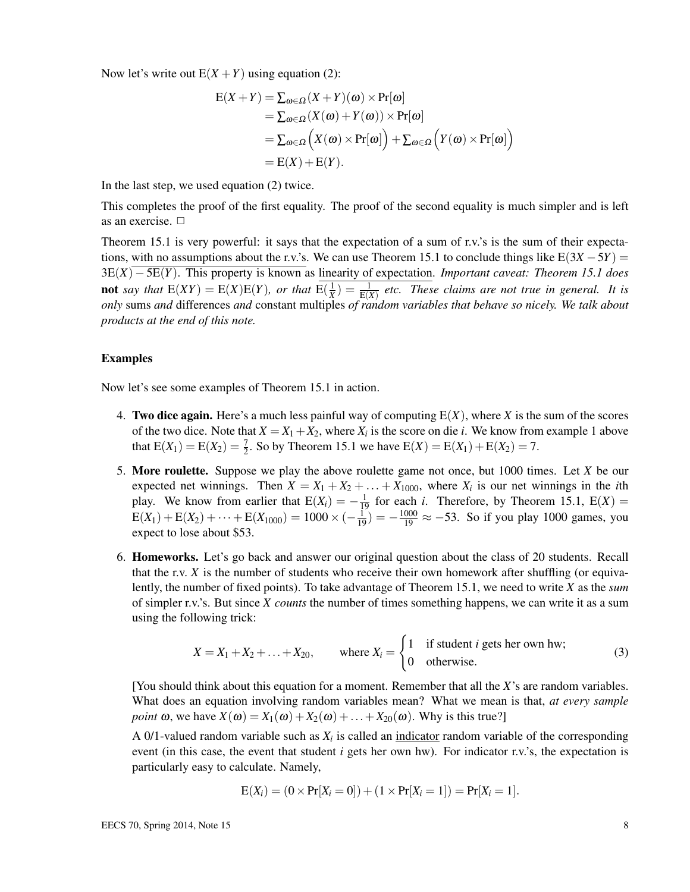Now let's write out $E(X+Y)$ using equation (2):

$$
\begin{aligned}
E(X+Y) &= \sum_{\omega\in\Omega}(X+Y)(\omega)\times\Pr[\omega] \\
&= \sum_{\omega\in\Omega}(X(\omega)+Y(\omega))\times\Pr[\omega] \\
&= \sum_{\omega\in\Omega}\Big(X(\omega)\times\Pr[\omega]\Big)+\sum_{\omega\in\Omega}\Big(Y(\omega)\times\Pr[\omega]\Big) \\
&= E(X)+E(Y).
\end{aligned}
$$

In the last step, we used equation (2) twice.

This completes the proof of the first equality. The proof of the second equality is much simpler and is left as an exercise. □

Theorem 15.1 is very powerful: it says that the expectation of a sum of r.v.'s is the sum of their expectations, with no assumptions about the r.v.'s. We can use Theorem 15.1 to conclude things like $E(3X-5Y) = 3E(X)-5E(Y)$. This property is known as linearity of expectation. *Important caveat: Theorem 15.1 does* **not** *say that* $E(XY) = E(X)E(Y)$*, or that* $E(\frac{1}{X}) = \frac{1}{E(X)}$ *etc. These claims are not true in general. It is only* sums *and* differences *and* constant multiples *of random variables that behave so nicely. We talk about products at the end of this note.*

### Examples

Now let's see some examples of Theorem 15.1 in action.

4. **Two dice again.** Here's a much less painful way of computing $E(X)$, where $X$ is the sum of the scores of the two dice. Note that $X = X_1+X_2$, where $X_i$ is the score on die $i$. We know from example 1 above that $E(X_1) = E(X_2) = \frac{7}{2}$. So by Theorem 15.1 we have $E(X) = E(X_1)+E(X_2) = 7$.

5. **More roulette.** Suppose we play the above roulette game not once, but 1000 times. Let $X$ be our expected net winnings. Then $X = X_1+X_2+\ldots+X_{1000}$, where $X_i$ is our net winnings in the $i$th play. We know from earlier that $E(X_i) = -\frac{1}{19}$ for each $i$. Therefore, by Theorem 15.1, $E(X) = E(X_1)+E(X_2)+\cdots+E(X_{1000}) = 1000\times(-\frac{1}{19}) = -\frac{1000}{19} \approx -53$. So if you play 1000 games, you expect to lose about \$53.

6. **Homeworks.** Let's go back and answer our original question about the class of 20 students. Recall that the r.v. $X$ is the number of students who receive their own homework after shuffling (or equivalently, the number of fixed points). To take advantage of Theorem 15.1, we need to write $X$ as the *sum* of simpler r.v.'s. But since $X$ *counts* the number of times something happens, we can write it as a sum using the following trick:

$$
X = X_1+X_2+\ldots+X_{20}, \qquad \text{where } X_i = \begin{cases} 1 & \text{if student } i \text{ gets her own hw;} \\ 0 & \text{otherwise.} \end{cases} \tag{3}
$$

[You should think about this equation for a moment. Remember that all the $X$'s are random variables. What does an equation involving random variables mean? What we mean is that, *at every sample point* $\omega$, we have $X(\omega) = X_1(\omega)+X_2(\omega)+\ldots+X_{20}(\omega)$. Why is this true?]

A 0/1-valued random variable such as $X_i$ is called an indicator random variable of the corresponding event (in this case, the event that student $i$ gets her own hw). For indicator r.v.'s, the expectation is particularly easy to calculate. Namely,

$$
E(X_i) = (0\times\Pr[X_i=0])+(1\times\Pr[X_i=1]) = \Pr[X_i=1].
$$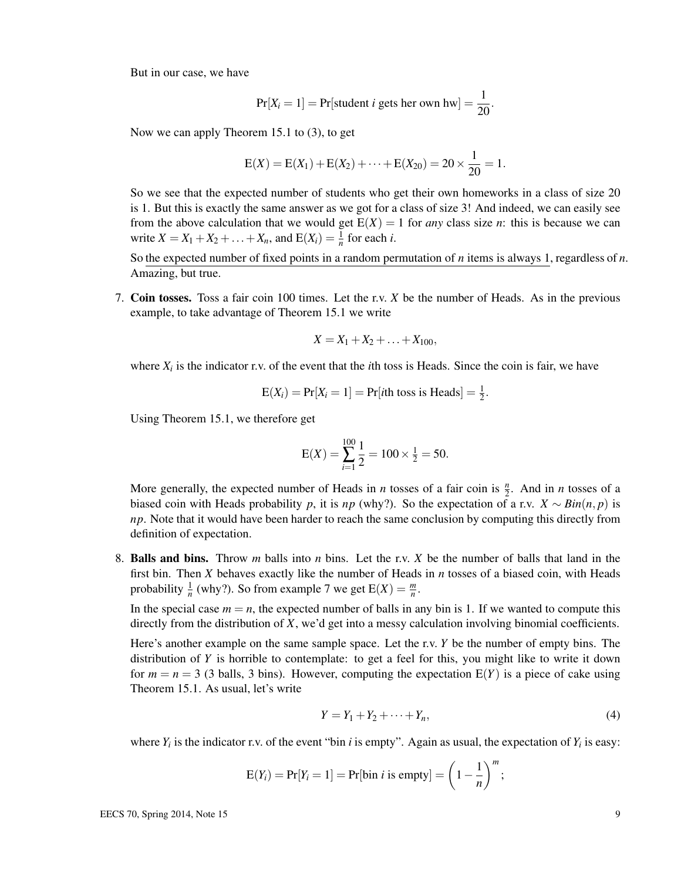But in our case, we have

$$\Pr[X_i = 1] = \Pr[\text{student } i \text{ gets her own hw}] = \frac{1}{20}.$$

Now we can apply Theorem 15.1 to (3), to get

$$\mathrm{E}(X) = \mathrm{E}(X_1) + \mathrm{E}(X_2) + \cdots + \mathrm{E}(X_{20}) = 20 \times \frac{1}{20} = 1.$$

So we see that the expected number of students who get their own homeworks in a class of size 20 is 1. But this is exactly the same answer as we got for a class of size 3! And indeed, we can easily see from the above calculation that we would get $\mathrm{E}(X) = 1$ for *any* class size $n$: this is because we can write $X = X_1 + X_2 + \ldots + X_n$, and $\mathrm{E}(X_i) = \frac{1}{n}$ for each $i$.

So <u>the expected number of fixed points in a random permutation of $n$ items is always 1</u>, regardless of $n$. Amazing, but true.

7. **Coin tosses.** Toss a fair coin 100 times. Let the r.v. $X$ be the number of Heads. As in the previous example, to take advantage of Theorem 15.1 we write

$$X = X_1 + X_2 + \ldots + X_{100},$$

where $X_i$ is the indicator r.v. of the event that the $i$th toss is Heads. Since the coin is fair, we have

$$\mathrm{E}(X_i) = \Pr[X_i = 1] = \Pr[i\text{th toss is Heads}] = \tfrac{1}{2}.$$

Using Theorem 15.1, we therefore get

$$\mathrm{E}(X) = \sum_{i=1}^{100} \frac{1}{2} = 100 \times \tfrac{1}{2} = 50.$$

More generally, the expected number of Heads in $n$ tosses of a fair coin is $\frac{n}{2}$. And in $n$ tosses of a biased coin with Heads probability $p$, it is $np$ (why?). So the expectation of a r.v. $X \sim Bin(n, p)$ is $np$. Note that it would have been harder to reach the same conclusion by computing this directly from definition of expectation.

8. **Balls and bins.** Throw $m$ balls into $n$ bins. Let the r.v. $X$ be the number of balls that land in the first bin. Then $X$ behaves exactly like the number of Heads in $n$ tosses of a biased coin, with Heads probability $\frac{1}{n}$ (why?). So from example 7 we get $\mathrm{E}(X) = \frac{m}{n}$.

In the special case $m = n$, the expected number of balls in any bin is 1. If we wanted to compute this directly from the distribution of $X$, we'd get into a messy calculation involving binomial coefficients.

Here's another example on the same sample space. Let the r.v. $Y$ be the number of empty bins. The distribution of $Y$ is horrible to contemplate: to get a feel for this, you might like to write it down for $m = n = 3$ (3 balls, 3 bins). However, computing the expectation $\mathrm{E}(Y)$ is a piece of cake using Theorem 15.1. As usual, let's write

$$Y = Y_1 + Y_2 + \cdots + Y_n, \tag{4}$$

where $Y_i$ is the indicator r.v. of the event "bin $i$ is empty". Again as usual, the expectation of $Y_i$ is easy:

$$\mathrm{E}(Y_i) = \Pr[Y_i = 1] = \Pr[\text{bin } i \text{ is empty}] = \left(1 - \frac{1}{n}\right)^m;$$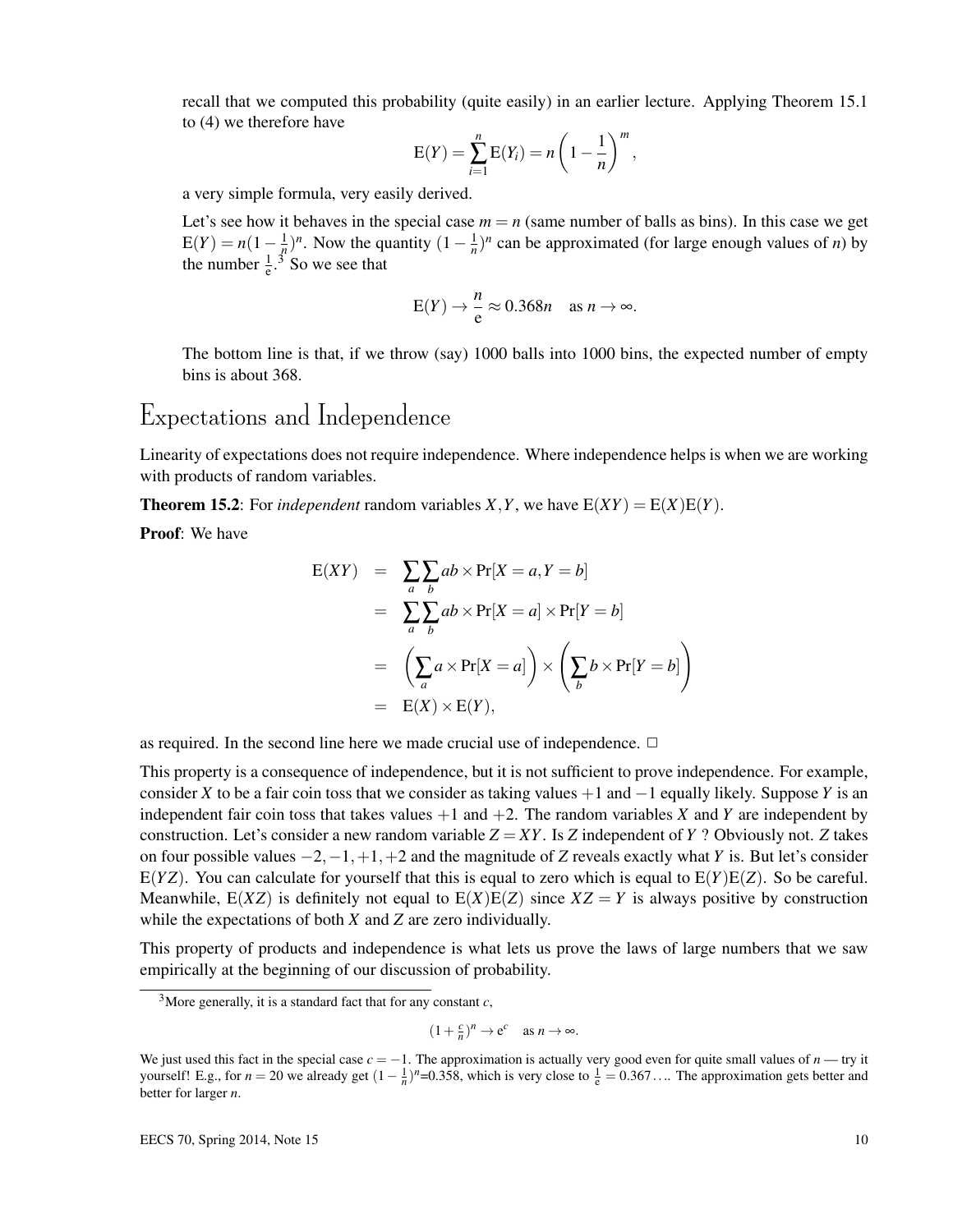recall that we computed this probability (quite easily) in an earlier lecture. Applying Theorem 15.1 to (4) we therefore have

$$\mathrm{E}(Y) = \sum_{i=1}^{n} \mathrm{E}(Y_i) = n\left(1 - \frac{1}{n}\right)^m,$$

a very simple formula, very easily derived.

Let's see how it behaves in the special case $m = n$ (same number of balls as bins). In this case we get $\mathrm{E}(Y) = n(1 - \frac{1}{n})^n$. Now the quantity $(1 - \frac{1}{n})^n$ can be approximated (for large enough values of $n$) by the number $\frac{1}{\mathrm{e}}$.[3] So we see that

$$\mathrm{E}(Y) \to \frac{n}{\mathrm{e}} \approx 0.368n \quad \text{as } n \to \infty.$$

The bottom line is that, if we throw (say) 1000 balls into 1000 bins, the expected number of empty bins is about 368.

# Expectations and Independence

Linearity of expectations does not require independence. Where independence helps is when we are working with products of random variables.

**Theorem 15.2**: For *independent* random variables $X, Y$, we have $\mathrm{E}(XY) = \mathrm{E}(X)\mathrm{E}(Y)$.

**Proof**: We have

$$\begin{aligned}
\mathrm{E}(XY) &= \sum_a \sum_b ab \times \Pr[X = a, Y = b] \\
&= \sum_a \sum_b ab \times \Pr[X = a] \times \Pr[Y = b] \\
&= \left(\sum_a a \times \Pr[X = a]\right) \times \left(\sum_b b \times \Pr[Y = b]\right) \\
&= \mathrm{E}(X) \times \mathrm{E}(Y),
\end{aligned}$$

as required. In the second line here we made crucial use of independence. □

This property is a consequence of independence, but it is not sufficient to prove independence. For example, consider $X$ to be a fair coin toss that we consider as taking values $+1$ and $-1$ equally likely. Suppose $Y$ is an independent fair coin toss that takes values $+1$ and $+2$. The random variables $X$ and $Y$ are independent by construction. Let's consider a new random variable $Z = XY$. Is $Z$ independent of $Y$ ? Obviously not. $Z$ takes on four possible values $-2, -1, +1, +2$ and the magnitude of $Z$ reveals exactly what $Y$ is. But let's consider $\mathrm{E}(YZ)$. You can calculate for yourself that this is equal to zero which is equal to $\mathrm{E}(Y)\mathrm{E}(Z)$. So be careful. Meanwhile, $\mathrm{E}(XZ)$ is definitely not equal to $\mathrm{E}(X)\mathrm{E}(Z)$ since $XZ = Y$ is always positive by construction while the expectations of both $X$ and $Z$ are zero individually.

This property of products and independence is what lets us prove the laws of large numbers that we saw empirically at the beginning of our discussion of probability.

---

[3] More generally, it is a standard fact that for any constant $c$,

$$(1 + \tfrac{c}{n})^n \to \mathrm{e}^c \quad \text{as } n \to \infty.$$

We just used this fact in the special case $c = -1$. The approximation is actually very good even for quite small values of $n$ — try it yourself! E.g., for $n = 20$ we already get $(1 - \frac{1}{n})^n$=0.358, which is very close to $\frac{1}{\mathrm{e}} = 0.367\ldots$. The approximation gets better and better for larger $n$.